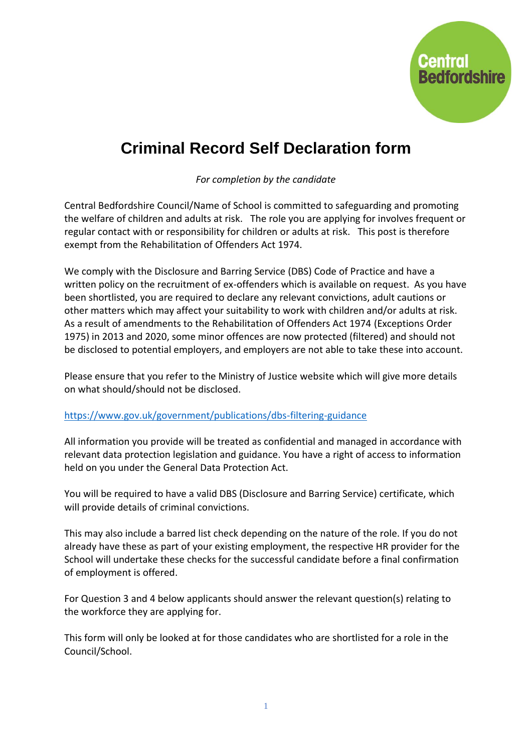Central Bedfordshire

# Criminal Record Self Declaration form

*For completion by the candidate*

Central Bedfordshire Council/Name of School is committed to safeguarding and promoting the welfare of children and adults at risk. The role you are applying for involves frequent or regular contact with or responsibility for children or adults at risk. This post is therefore exempt from the Rehabilitation of Offenders Act 1974.

We comply with the Disclosure and Barring Service (DBS) Code of Practice and have a written policy on the recruitment of ex-offenders which is available on request. As you have been shortlisted, you are required to declare any relevant convictions, adult cautions or other matters which may affect your suitability to work with children and/or adults at risk. As a result of amendments to the Rehabilitation of Offenders Act 1974 (Exceptions Order 1975) in 2013 and 2020, some minor offences are now protected (filtered) and should not be disclosed to potential employers, and employers are not able to take these into account.

Please ensure that you refer to the Ministry of Justice website which will give more details on what should/should not be disclosed.

[https://www.gov.uk/government/publications/dbs-filtering-guidance](https://www.gov.uk/government/publications/dbs-filtering-guidance)

All information you provide will be treated as confidential and managed in accordance with relevant data protection legislation and guidance. You have a right of access to information held on you under the General Data Protection Act.

You will be required to have a valid DBS (Disclosure and Barring Service) certificate, which will provide details of criminal convictions.

This may also include a barred list check depending on the nature of the role. If you do not already have these as part of your existing employment, the respective HR provider for the School will undertake these checks for the successful candidate before a final confirmation of employment is offered.

For Question 3 and 4 below applicants should answer the relevant question(s) relating to the workforce they are applying for.

This form will only be looked at for those candidates who are shortlisted for a role in the Council/School.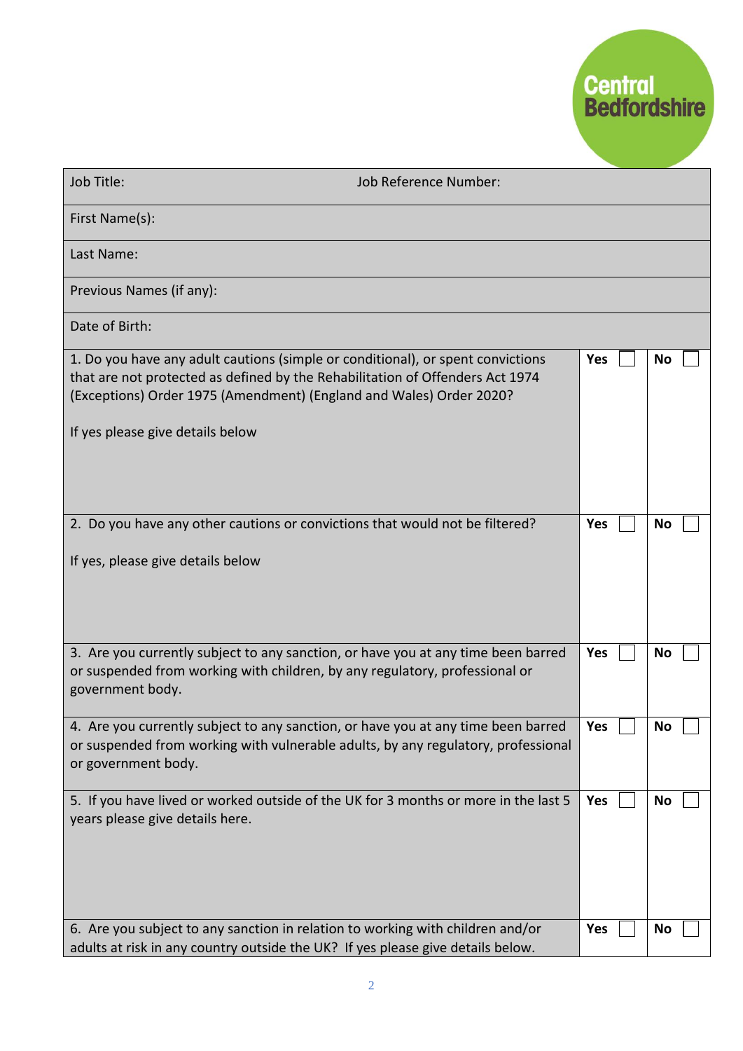Central Bedfordshire

| Job Title: | Job Reference Number: | |
|---|---|---|
| First Name(s): | | |
| Last Name: | | |
| Previous Names (if any): | | |
| Date of Birth: | | |
| 1. Do you have any adult cautions (simple or conditional), or spent convictions that are not protected as defined by the Rehabilitation of Offenders Act 1974 (Exceptions) Order 1975 (Amendment) (England and Wales) Order 2020?<br><br>If yes please give details below | **Yes** ☐ | **No** ☐ |
| 2. Do you have any other cautions or convictions that would not be filtered?<br><br>If yes, please give details below | **Yes** ☐ | **No** ☐ |
| 3. Are you currently subject to any sanction, or have you at any time been barred or suspended from working with children, by any regulatory, professional or government body. | **Yes** ☐ | **No** ☐ |
| 4. Are you currently subject to any sanction, or have you at any time been barred or suspended from working with vulnerable adults, by any regulatory, professional or government body. | **Yes** ☐ | **No** ☐ |
| 5. If you have lived or worked outside of the UK for 3 months or more in the last 5 years please give details here. | **Yes** ☐ | **No** ☐ |
| 6. Are you subject to any sanction in relation to working with children and/or adults at risk in any country outside the UK? If yes please give details below. | **Yes** ☐ | **No** ☐ |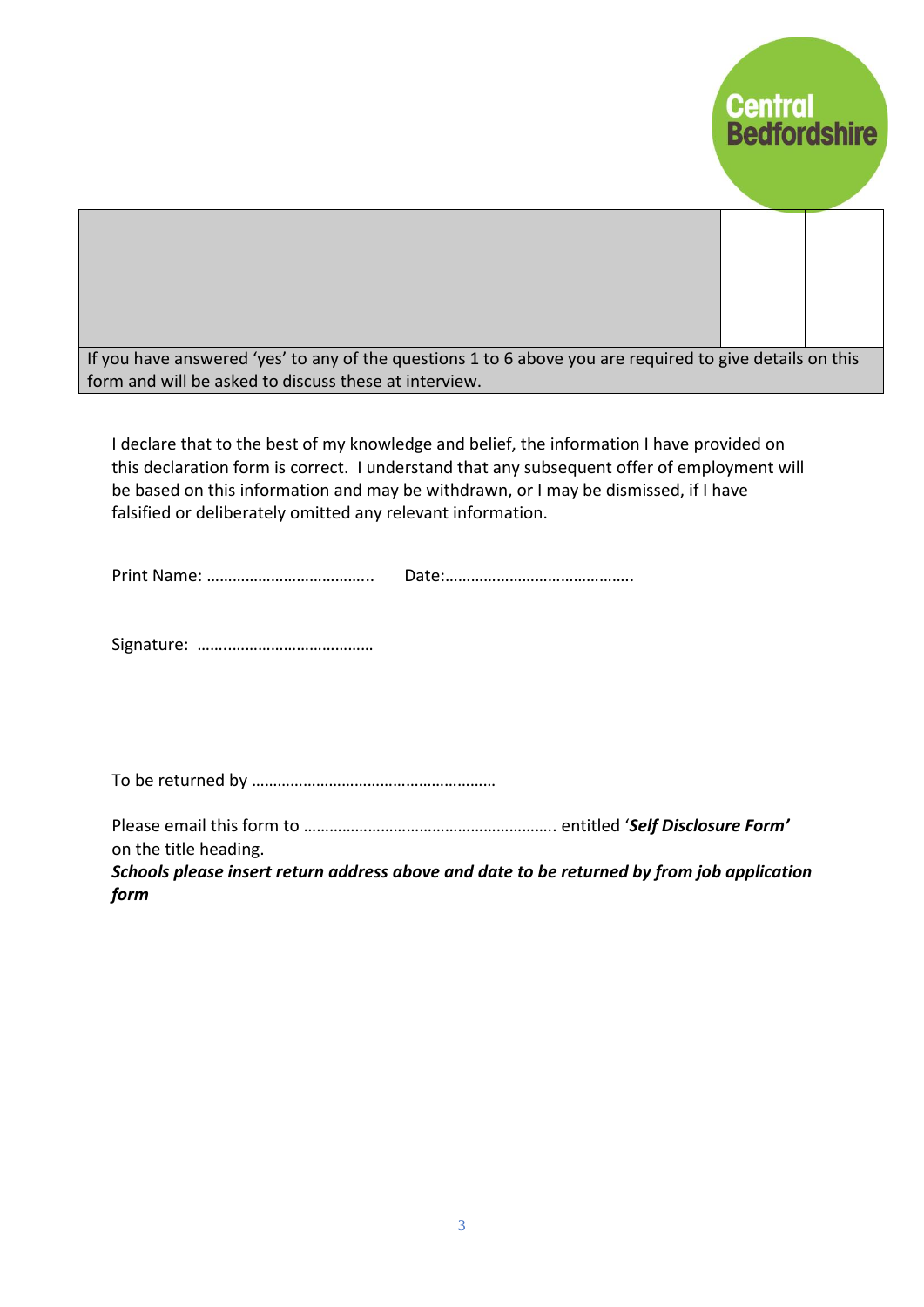Central Bedfordshire

| | | |
|---|---|---|
| | | |
| If you have answered 'yes' to any of the questions 1 to 6 above you are required to give details on this form and will be asked to discuss these at interview. | | |

I declare that to the best of my knowledge and belief, the information I have provided on this declaration form is correct. I understand that any subsequent offer of employment will be based on this information and may be withdrawn, or I may be dismissed, if I have falsified or deliberately omitted any relevant information.

Print Name: ……………………………….. Date:…………………………………….

Signature: ……..…………………………

To be returned by …………………………………………………

Please email this form to ………………………………………………….. entitled '***Self Disclosure Form'*** on the title heading.

***Schools please insert return address above and date to be returned by from job application form***